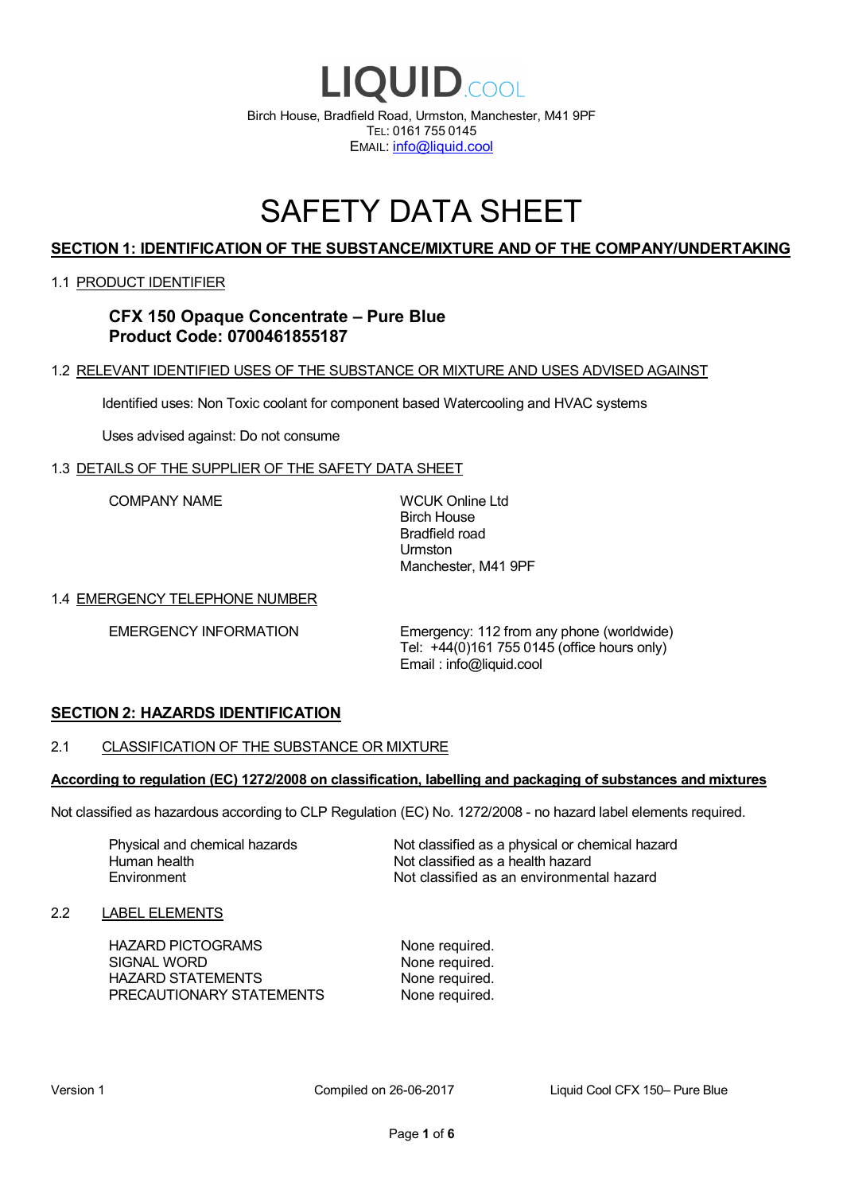# LIQUID.COOL

Birch House, Bradfield Road, Urmston, Manchester, M41 9PF
TEL: 0161 755 0145
EMAIL: info@liquid.cool

# SAFETY DATA SHEET

## SECTION 1: IDENTIFICATION OF THE SUBSTANCE/MIXTURE AND OF THE COMPANY/UNDERTAKING

### 1.1 PRODUCT IDENTIFIER

**CFX 150 Opaque Concentrate – Pure Blue**
**Product Code: 0700461855187**

### 1.2 RELEVANT IDENTIFIED USES OF THE SUBSTANCE OR MIXTURE AND USES ADVISED AGAINST

Identified uses: Non Toxic coolant for component based Watercooling and HVAC systems

Uses advised against: Do not consume

### 1.3 DETAILS OF THE SUPPLIER OF THE SAFETY DATA SHEET

| | |
|---|---|
| COMPANY NAME | WCUK Online Ltd<br>Birch House<br>Bradfield road<br>Urmston<br>Manchester, M41 9PF |

### 1.4 EMERGENCY TELEPHONE NUMBER

| | |
|---|---|
| EMERGENCY INFORMATION | Emergency: 112 from any phone (worldwide)<br>Tel: +44(0)161 755 0145 (office hours only)<br>Email : info@liquid.cool |

## SECTION 2: HAZARDS IDENTIFICATION

### 2.1 CLASSIFICATION OF THE SUBSTANCE OR MIXTURE

**According to regulation (EC) 1272/2008 on classification, labelling and packaging of substances and mixtures**

Not classified as hazardous according to CLP Regulation (EC) No. 1272/2008 - no hazard label elements required.

| | |
|---|---|
| Physical and chemical hazards | Not classified as a physical or chemical hazard |
| Human health | Not classified as a health hazard |
| Environment | Not classified as an environmental hazard |

### 2.2 LABEL ELEMENTS

| | |
|---|---|
| HAZARD PICTOGRAMS | None required. |
| SIGNAL WORD | None required. |
| HAZARD STATEMENTS | None required. |
| PRECAUTIONARY STATEMENTS | None required. |

Version 1 | Compiled on 26-06-2017 | Liquid Cool CFX 150– Pure Blue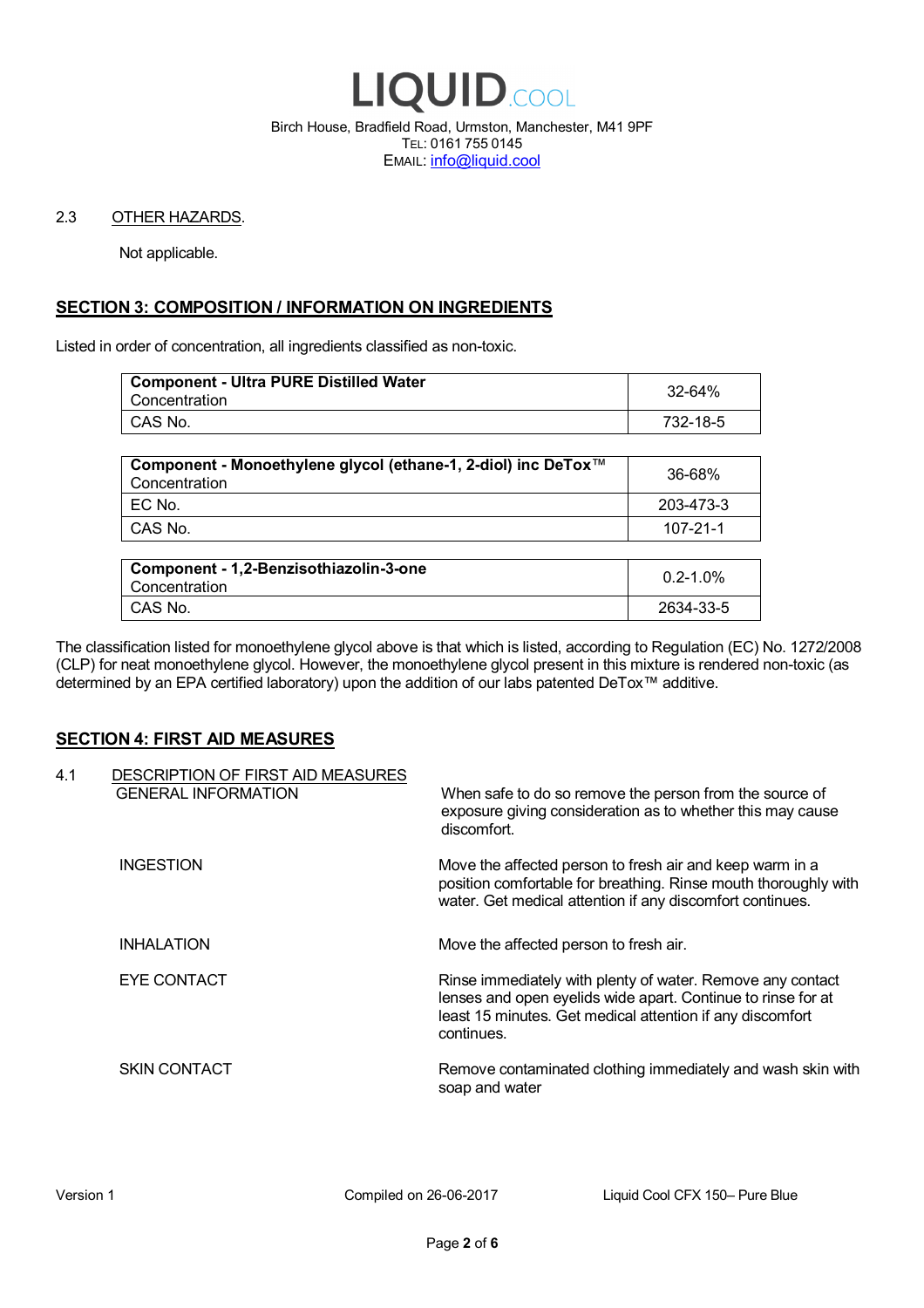2.3 OTHER HAZARDS.

Not applicable.

## SECTION 3: COMPOSITION / INFORMATION ON INGREDIENTS

Listed in order of concentration, all ingredients classified as non-toxic.

| **Component - Ultra PURE Distilled Water** Concentration | 32-64% |
|---|---|
| CAS No. | 732-18-5 |

| **Component - Monoethylene glycol (ethane-1, 2-diol) inc DeTox™** Concentration | 36-68% |
|---|---|
| EC No. | 203-473-3 |
| CAS No. | 107-21-1 |

| **Component - 1,2-Benzisothiazolin-3-one** Concentration | 0.2-1.0% |
|---|---|
| CAS No. | 2634-33-5 |

The classification listed for monoethylene glycol above is that which is listed, according to Regulation (EC) No. 1272/2008 (CLP) for neat monoethylene glycol. However, the monoethylene glycol present in this mixture is rendered non-toxic (as determined by an EPA certified laboratory) upon the addition of our labs patented DeTox™ additive.

## SECTION 4: FIRST AID MEASURES

4.1 DESCRIPTION OF FIRST AID MEASURES

GENERAL INFORMATION
: When safe to do so remove the person from the source of exposure giving consideration as to whether this may cause discomfort.

INGESTION
: Move the affected person to fresh air and keep warm in a position comfortable for breathing. Rinse mouth thoroughly with water. Get medical attention if any discomfort continues.

INHALATION
: Move the affected person to fresh air.

EYE CONTACT
: Rinse immediately with plenty of water. Remove any contact lenses and open eyelids wide apart. Continue to rinse for at least 15 minutes. Get medical attention if any discomfort continues.

SKIN CONTACT
: Remove contaminated clothing immediately and wash skin with soap and water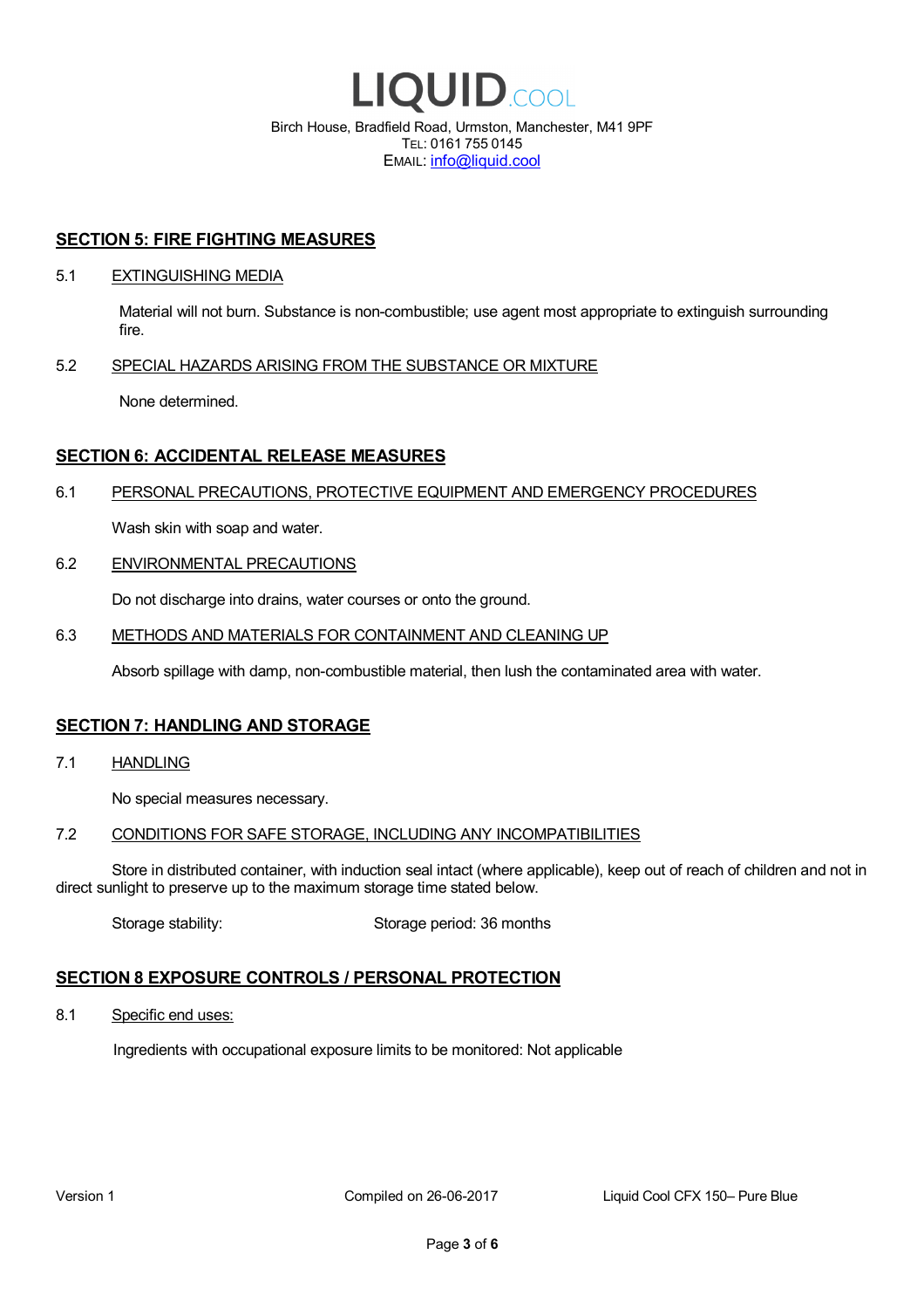## SECTION 5: FIRE FIGHTING MEASURES

5.1 EXTINGUISHING MEDIA

Material will not burn. Substance is non-combustible; use agent most appropriate to extinguish surrounding fire.

5.2 SPECIAL HAZARDS ARISING FROM THE SUBSTANCE OR MIXTURE

None determined.

## SECTION 6: ACCIDENTAL RELEASE MEASURES

6.1 PERSONAL PRECAUTIONS, PROTECTIVE EQUIPMENT AND EMERGENCY PROCEDURES

Wash skin with soap and water.

6.2 ENVIRONMENTAL PRECAUTIONS

Do not discharge into drains, water courses or onto the ground.

6.3 METHODS AND MATERIALS FOR CONTAINMENT AND CLEANING UP

Absorb spillage with damp, non-combustible material, then lush the contaminated area with water.

## SECTION 7: HANDLING AND STORAGE

7.1 HANDLING

No special measures necessary.

7.2 CONDITIONS FOR SAFE STORAGE, INCLUDING ANY INCOMPATIBILITIES

Store in distributed container, with induction seal intact (where applicable), keep out of reach of children and not in direct sunlight to preserve up to the maximum storage time stated below.

Storage stability: Storage period: 36 months

## SECTION 8 EXPOSURE CONTROLS / PERSONAL PROTECTION

8.1 Specific end uses:

Ingredients with occupational exposure limits to be monitored: Not applicable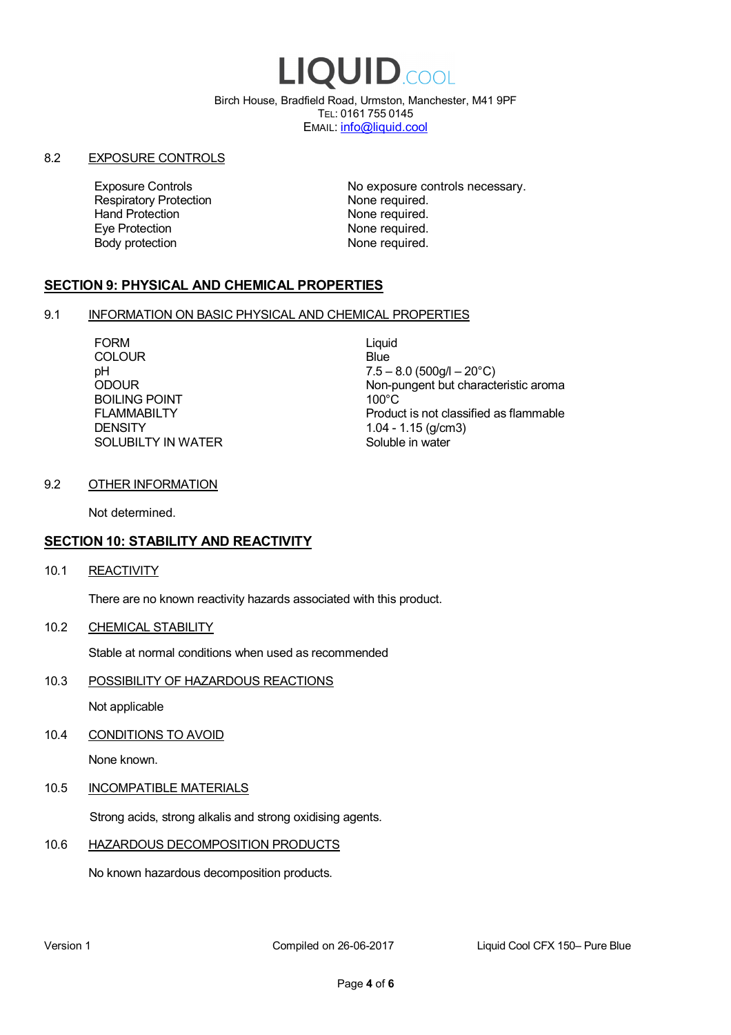# LIQUID.COOL

Birch House, Bradfield Road, Urmston, Manchester, M41 9PF
TEL: 0161 755 0145
EMAIL: info@liquid.cool

8.2 EXPOSURE CONTROLS

| | |
|---|---|
| Exposure Controls | No exposure controls necessary. |
| Respiratory Protection | None required. |
| Hand Protection | None required. |
| Eye Protection | None required. |
| Body protection | None required. |

## SECTION 9: PHYSICAL AND CHEMICAL PROPERTIES

9.1 INFORMATION ON BASIC PHYSICAL AND CHEMICAL PROPERTIES

| | |
|---|---|
| FORM | Liquid |
| COLOUR | Blue |
| pH | 7.5 – 8.0 (500g/l – 20°C) |
| ODOUR | Non-pungent but characteristic aroma |
| BOILING POINT | 100°C |
| FLAMMABILTY | Product is not classified as flammable |
| DENSITY | 1.04 - 1.15 (g/cm3) |
| SOLUBILTY IN WATER | Soluble in water |

9.2 OTHER INFORMATION

Not determined.

## SECTION 10: STABILITY AND REACTIVITY

10.1 REACTIVITY

There are no known reactivity hazards associated with this product.

10.2 CHEMICAL STABILITY

Stable at normal conditions when used as recommended

10.3 POSSIBILITY OF HAZARDOUS REACTIONS

Not applicable

10.4 CONDITIONS TO AVOID

None known.

10.5 INCOMPATIBLE MATERIALS

Strong acids, strong alkalis and strong oxidising agents.

10.6 HAZARDOUS DECOMPOSITION PRODUCTS

No known hazardous decomposition products.

Version 1 Compiled on 26-06-2017 Liquid Cool CFX 150– Pure Blue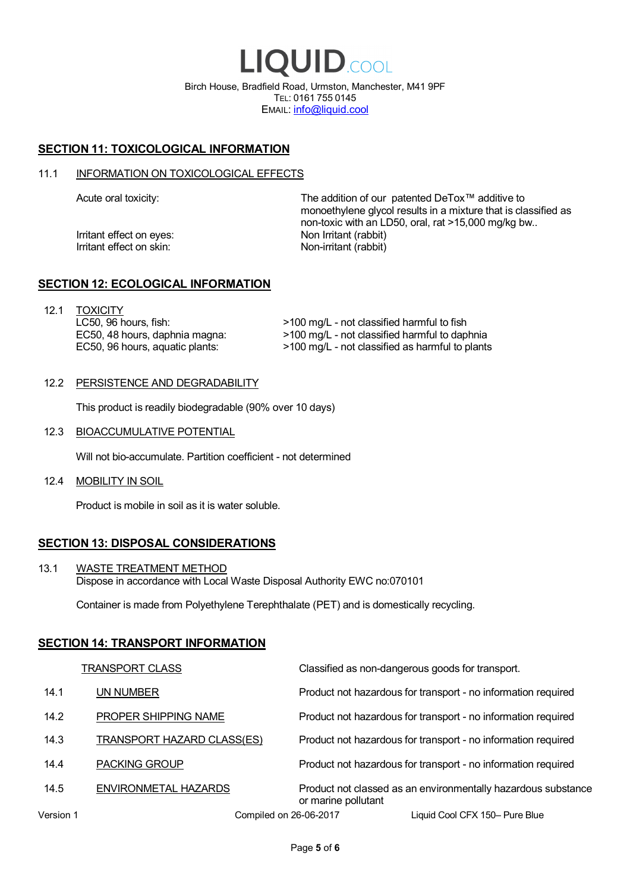## SECTION 11: TOXICOLOGICAL INFORMATION

11.1 INFORMATION ON TOXICOLOGICAL EFFECTS

| | |
|---|---|
| Acute oral toxicity: | The addition of our patented DeTox™ additive to monoethylene glycol results in a mixture that is classified as non-toxic with an LD50, oral, rat >15,000 mg/kg bw.. |
| Irritant effect on eyes: | Non Irritant (rabbit) |
| Irritant effect on skin: | Non-irritant (rabbit) |

## SECTION 12: ECOLOGICAL INFORMATION

12.1 TOXICITY

| | |
|---|---|
| LC50, 96 hours, fish: | >100 mg/L - not classified harmful to fish |
| EC50, 48 hours, daphnia magna: | >100 mg/L - not classified harmful to daphnia |
| EC50, 96 hours, aquatic plants: | >100 mg/L - not classified as harmful to plants |

12.2 PERSISTENCE AND DEGRADABILITY

This product is readily biodegradable (90% over 10 days)

12.3 BIOACCUMULATIVE POTENTIAL

Will not bio-accumulate. Partition coefficient - not determined

12.4 MOBILITY IN SOIL

Product is mobile in soil as it is water soluble.

## SECTION 13: DISPOSAL CONSIDERATIONS

13.1 WASTE TREATMENT METHOD
Dispose in accordance with Local Waste Disposal Authority EWC no:070101

Container is made from Polyethylene Terephthalate (PET) and is domestically recycling.

## SECTION 14: TRANSPORT INFORMATION

| | | |
|---|---|---|
| | TRANSPORT CLASS | Classified as non-dangerous goods for transport. |
| 14.1 | UN NUMBER | Product not hazardous for transport - no information required |
| 14.2 | PROPER SHIPPING NAME | Product not hazardous for transport - no information required |
| 14.3 | TRANSPORT HAZARD CLASS(ES) | Product not hazardous for transport - no information required |
| 14.4 | PACKING GROUP | Product not hazardous for transport - no information required |
| 14.5 | ENVIRONMETAL HAZARDS | Product not classed as an environmentally hazardous substance or marine pollutant |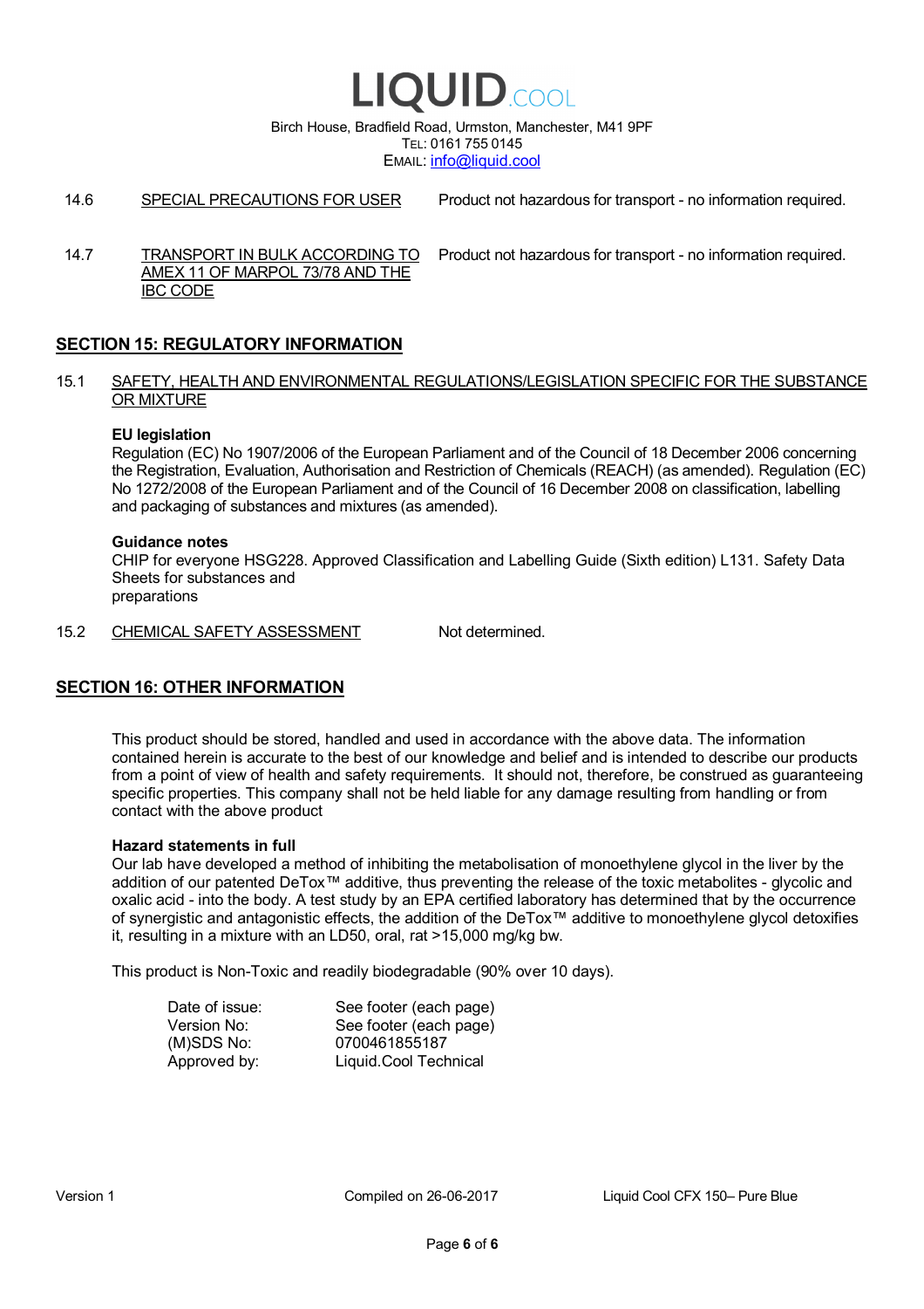LIQUID.COOL

Birch House, Bradfield Road, Urmston, Manchester, M41 9PF
TEL: 0161 755 0145
EMAIL: info@liquid.cool

| | | |
|---|---|---|
| 14.6 | SPECIAL PRECAUTIONS FOR USER | Product not hazardous for transport - no information required. |
| 14.7 | TRANSPORT IN BULK ACCORDING TO AMEX 11 OF MARPOL 73/78 AND THE IBC CODE | Product not hazardous for transport - no information required. |

## SECTION 15: REGULATORY INFORMATION

15.1 SAFETY, HEALTH AND ENVIRONMENTAL REGULATIONS/LEGISLATION SPECIFIC FOR THE SUBSTANCE OR MIXTURE

**EU legislation**
Regulation (EC) No 1907/2006 of the European Parliament and of the Council of 18 December 2006 concerning the Registration, Evaluation, Authorisation and Restriction of Chemicals (REACH) (as amended). Regulation (EC) No 1272/2008 of the European Parliament and of the Council of 16 December 2008 on classification, labelling and packaging of substances and mixtures (as amended).

**Guidance notes**
CHIP for everyone HSG228. Approved Classification and Labelling Guide (Sixth edition) L131. Safety Data Sheets for substances and
preparations

15.2 CHEMICAL SAFETY ASSESSMENT — Not determined.

## SECTION 16: OTHER INFORMATION

This product should be stored, handled and used in accordance with the above data. The information contained herein is accurate to the best of our knowledge and belief and is intended to describe our products from a point of view of health and safety requirements. It should not, therefore, be construed as guaranteeing specific properties. This company shall not be held liable for any damage resulting from handling or from contact with the above product

**Hazard statements in full**
Our lab have developed a method of inhibiting the metabolisation of monoethylene glycol in the liver by the addition of our patented DeTox™ additive, thus preventing the release of the toxic metabolites - glycolic and oxalic acid - into the body. A test study by an EPA certified laboratory has determined that by the occurrence of synergistic and antagonistic effects, the addition of the DeTox™ additive to monoethylene glycol detoxifies it, resulting in a mixture with an LD50, oral, rat >15,000 mg/kg bw.

This product is Non-Toxic and readily biodegradable (90% over 10 days).

| | |
|---|---|
| Date of issue: | See footer (each page) |
| Version No: | See footer (each page) |
| (M)SDS No: | 0700461855187 |
| Approved by: | Liquid.Cool Technical |

Version 1 Compiled on 26-06-2017 Liquid Cool CFX 150– Pure Blue